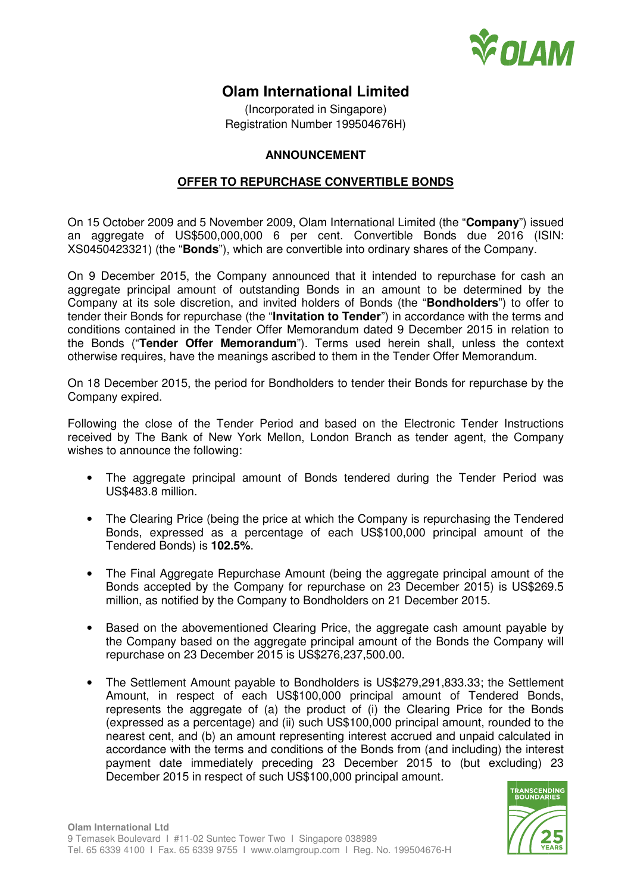# Olam International Limited

(Incorporated in Singapore)
Registration Number 199504676H)

**ANNOUNCEMENT**

**OFFER TO REPURCHASE CONVERTIBLE BONDS**

On 15 October 2009 and 5 November 2009, Olam International Limited (the "**Company**") issued an aggregate of US$500,000,000 6 per cent. Convertible Bonds due 2016 (ISIN: XS0450423321) (the "**Bonds**"), which are convertible into ordinary shares of the Company.

On 9 December 2015, the Company announced that it intended to repurchase for cash an aggregate principal amount of outstanding Bonds in an amount to be determined by the Company at its sole discretion, and invited holders of Bonds (the "**Bondholders**") to offer to tender their Bonds for repurchase (the "**Invitation to Tender**") in accordance with the terms and conditions contained in the Tender Offer Memorandum dated 9 December 2015 in relation to the Bonds ("**Tender Offer Memorandum**"). Terms used herein shall, unless the context otherwise requires, have the meanings ascribed to them in the Tender Offer Memorandum.

On 18 December 2015, the period for Bondholders to tender their Bonds for repurchase by the Company expired.

Following the close of the Tender Period and based on the Electronic Tender Instructions received by The Bank of New York Mellon, London Branch as tender agent, the Company wishes to announce the following:

- The aggregate principal amount of Bonds tendered during the Tender Period was US$483.8 million.
- The Clearing Price (being the price at which the Company is repurchasing the Tendered Bonds, expressed as a percentage of each US$100,000 principal amount of the Tendered Bonds) is **102.5%**.
- The Final Aggregate Repurchase Amount (being the aggregate principal amount of the Bonds accepted by the Company for repurchase on 23 December 2015) is US$269.5 million, as notified by the Company to Bondholders on 21 December 2015.
- Based on the abovementioned Clearing Price, the aggregate cash amount payable by the Company based on the aggregate principal amount of the Bonds the Company will repurchase on 23 December 2015 is US$276,237,500.00.
- The Settlement Amount payable to Bondholders is US$279,291,833.33; the Settlement Amount, in respect of each US$100,000 principal amount of Tendered Bonds, represents the aggregate of (a) the product of (i) the Clearing Price for the Bonds (expressed as a percentage) and (ii) such US$100,000 principal amount, rounded to the nearest cent, and (b) an amount representing interest accrued and unpaid calculated in accordance with the terms and conditions of the Bonds from (and including) the interest payment date immediately preceding 23 December 2015 to (but excluding) 23 December 2015 in respect of such US$100,000 principal amount.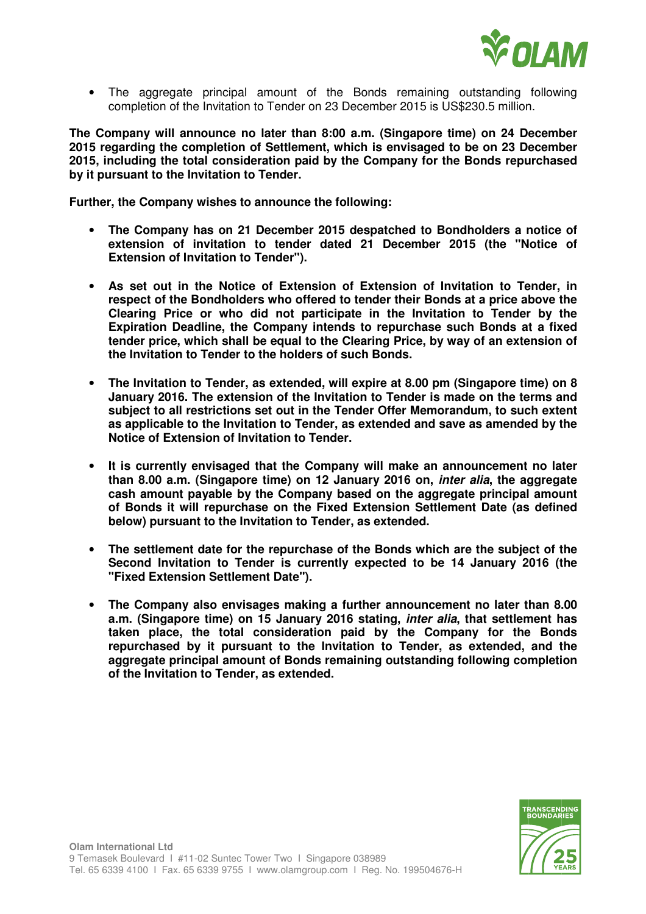- The aggregate principal amount of the Bonds remaining outstanding following completion of the Invitation to Tender on 23 December 2015 is US$230.5 million.

**The Company will announce no later than 8:00 a.m. (Singapore time) on 24 December 2015 regarding the completion of Settlement, which is envisaged to be on 23 December 2015, including the total consideration paid by the Company for the Bonds repurchased by it pursuant to the Invitation to Tender.**

**Further, the Company wishes to announce the following:**

- **The Company has on 21 December 2015 despatched to Bondholders a notice of extension of invitation to tender dated 21 December 2015 (the "Notice of Extension of Invitation to Tender").**

- **As set out in the Notice of Extension of Extension of Invitation to Tender, in respect of the Bondholders who offered to tender their Bonds at a price above the Clearing Price or who did not participate in the Invitation to Tender by the Expiration Deadline, the Company intends to repurchase such Bonds at a fixed tender price, which shall be equal to the Clearing Price, by way of an extension of the Invitation to Tender to the holders of such Bonds.**

- **The Invitation to Tender, as extended, will expire at 8.00 pm (Singapore time) on 8 January 2016. The extension of the Invitation to Tender is made on the terms and subject to all restrictions set out in the Tender Offer Memorandum, to such extent as applicable to the Invitation to Tender, as extended and save as amended by the Notice of Extension of Invitation to Tender.**

- **It is currently envisaged that the Company will make an announcement no later than 8.00 a.m. (Singapore time) on 12 January 2016 on, *inter alia*, the aggregate cash amount payable by the Company based on the aggregate principal amount of Bonds it will repurchase on the Fixed Extension Settlement Date (as defined below) pursuant to the Invitation to Tender, as extended.**

- **The settlement date for the repurchase of the Bonds which are the subject of the Second Invitation to Tender is currently expected to be 14 January 2016 (the "Fixed Extension Settlement Date").**

- **The Company also envisages making a further announcement no later than 8.00 a.m. (Singapore time) on 15 January 2016 stating, *inter alia*, that settlement has taken place, the total consideration paid by the Company for the Bonds repurchased by it pursuant to the Invitation to Tender, as extended, and the aggregate principal amount of Bonds remaining outstanding following completion of the Invitation to Tender, as extended.**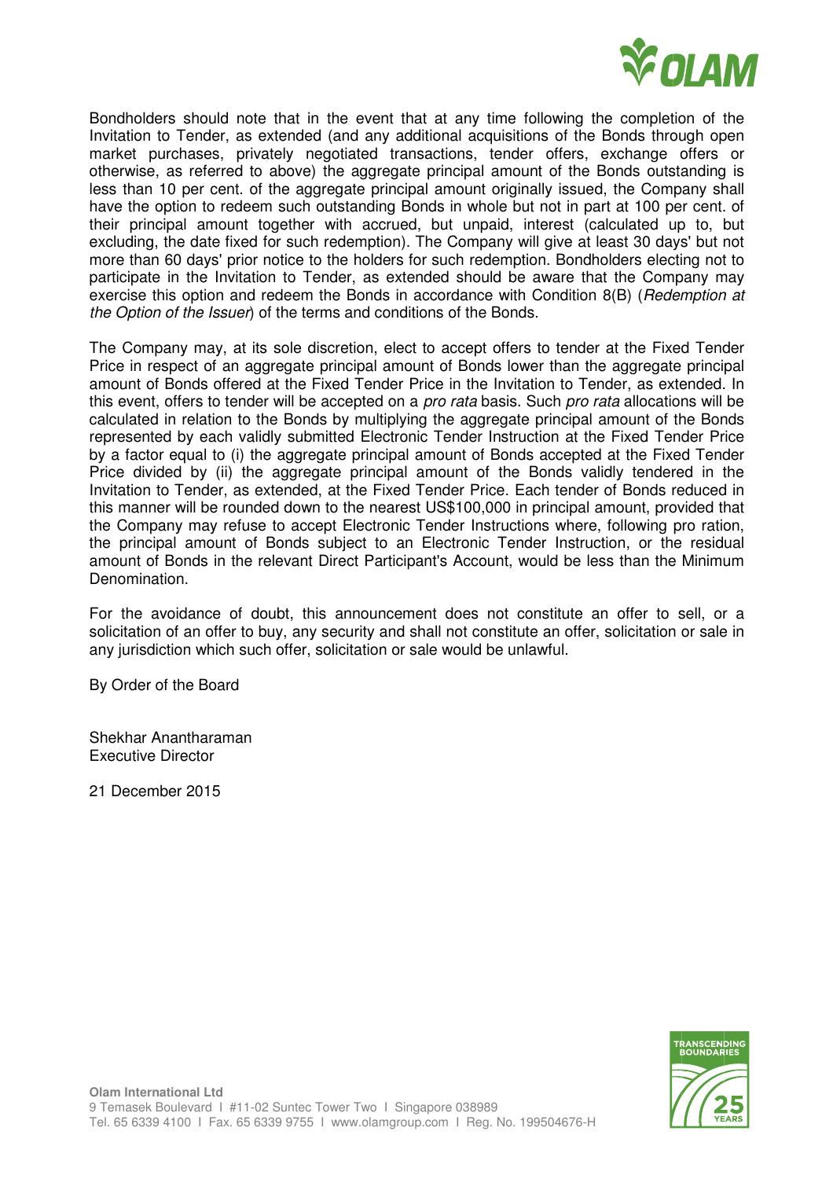Bondholders should note that in the event that at any time following the completion of the Invitation to Tender, as extended (and any additional acquisitions of the Bonds through open market purchases, privately negotiated transactions, tender offers, exchange offers or otherwise, as referred to above) the aggregate principal amount of the Bonds outstanding is less than 10 per cent. of the aggregate principal amount originally issued, the Company shall have the option to redeem such outstanding Bonds in whole but not in part at 100 per cent. of their principal amount together with accrued, but unpaid, interest (calculated up to, but excluding, the date fixed for such redemption). The Company will give at least 30 days' but not more than 60 days' prior notice to the holders for such redemption. Bondholders electing not to participate in the Invitation to Tender, as extended should be aware that the Company may exercise this option and redeem the Bonds in accordance with Condition 8(B) (*Redemption at the Option of the Issuer*) of the terms and conditions of the Bonds.

The Company may, at its sole discretion, elect to accept offers to tender at the Fixed Tender Price in respect of an aggregate principal amount of Bonds lower than the aggregate principal amount of Bonds offered at the Fixed Tender Price in the Invitation to Tender, as extended. In this event, offers to tender will be accepted on a *pro rata* basis. Such *pro rata* allocations will be calculated in relation to the Bonds by multiplying the aggregate principal amount of the Bonds represented by each validly submitted Electronic Tender Instruction at the Fixed Tender Price by a factor equal to (i) the aggregate principal amount of Bonds accepted at the Fixed Tender Price divided by (ii) the aggregate principal amount of the Bonds validly tendered in the Invitation to Tender, as extended, at the Fixed Tender Price. Each tender of Bonds reduced in this manner will be rounded down to the nearest US$100,000 in principal amount, provided that the Company may refuse to accept Electronic Tender Instructions where, following pro ration, the principal amount of Bonds subject to an Electronic Tender Instruction, or the residual amount of Bonds in the relevant Direct Participant's Account, would be less than the Minimum Denomination.

For the avoidance of doubt, this announcement does not constitute an offer to sell, or a solicitation of an offer to buy, any security and shall not constitute an offer, solicitation or sale in any jurisdiction which such offer, solicitation or sale would be unlawful.

By Order of the Board

Shekhar Anantharaman
Executive Director

21 December 2015